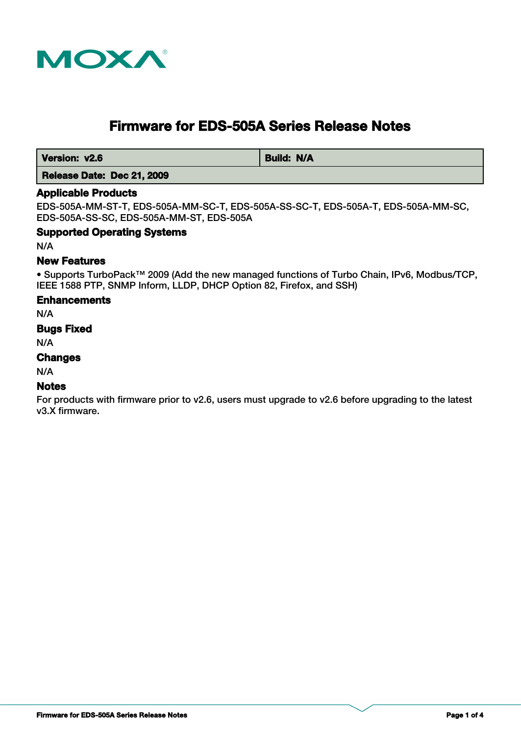# Firmware for EDS-505A Series Release Notes

| Version: v2.6 | Build: N/A |
| --- | --- |
| Release Date: Dec 21, 2009 | |

### Applicable Products

EDS-505A-MM-ST-T, EDS-505A-MM-SC-T, EDS-505A-SS-SC-T, EDS-505A-T, EDS-505A-MM-SC, EDS-505A-SS-SC, EDS-505A-MM-ST, EDS-505A

### Supported Operating Systems

N/A

### New Features

• Supports TurboPack™ 2009 (Add the new managed functions of Turbo Chain, IPv6, Modbus/TCP, IEEE 1588 PTP, SNMP Inform, LLDP, DHCP Option 82, Firefox, and SSH)

### Enhancements

N/A

### Bugs Fixed

N/A

### Changes

N/A

### Notes

For products with firmware prior to v2.6, users must upgrade to v2.6 before upgrading to the latest v3.X firmware.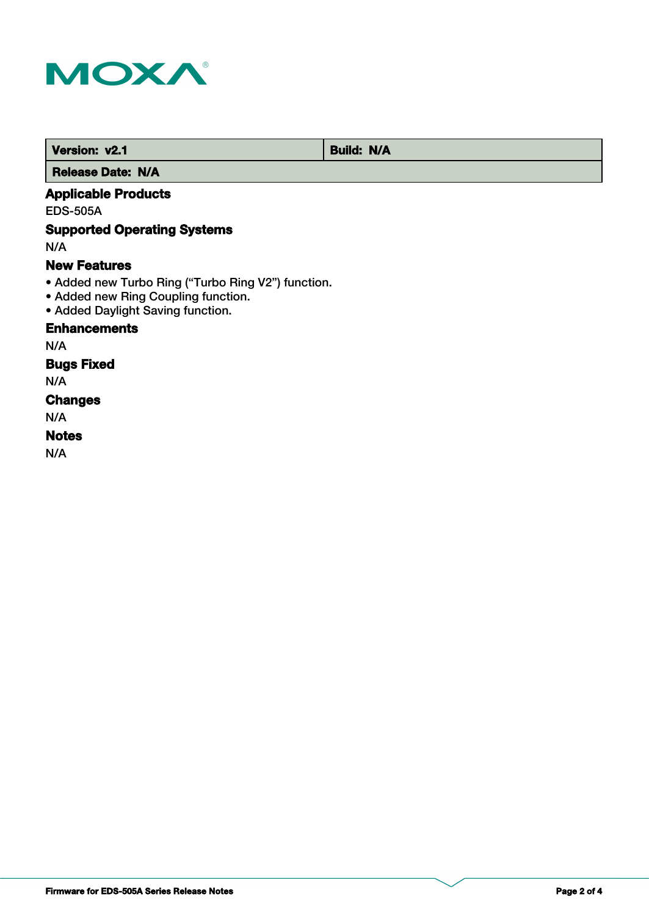| Version: v2.1 | Build: N/A |
| --- | --- |
| Release Date: N/A | |

### Applicable Products

EDS-505A

### Supported Operating Systems

N/A

### New Features

- Added new Turbo Ring (“Turbo Ring V2”) function.
- Added new Ring Coupling function.
- Added Daylight Saving function.

### Enhancements

N/A

### Bugs Fixed

N/A

### Changes

N/A

### Notes

N/A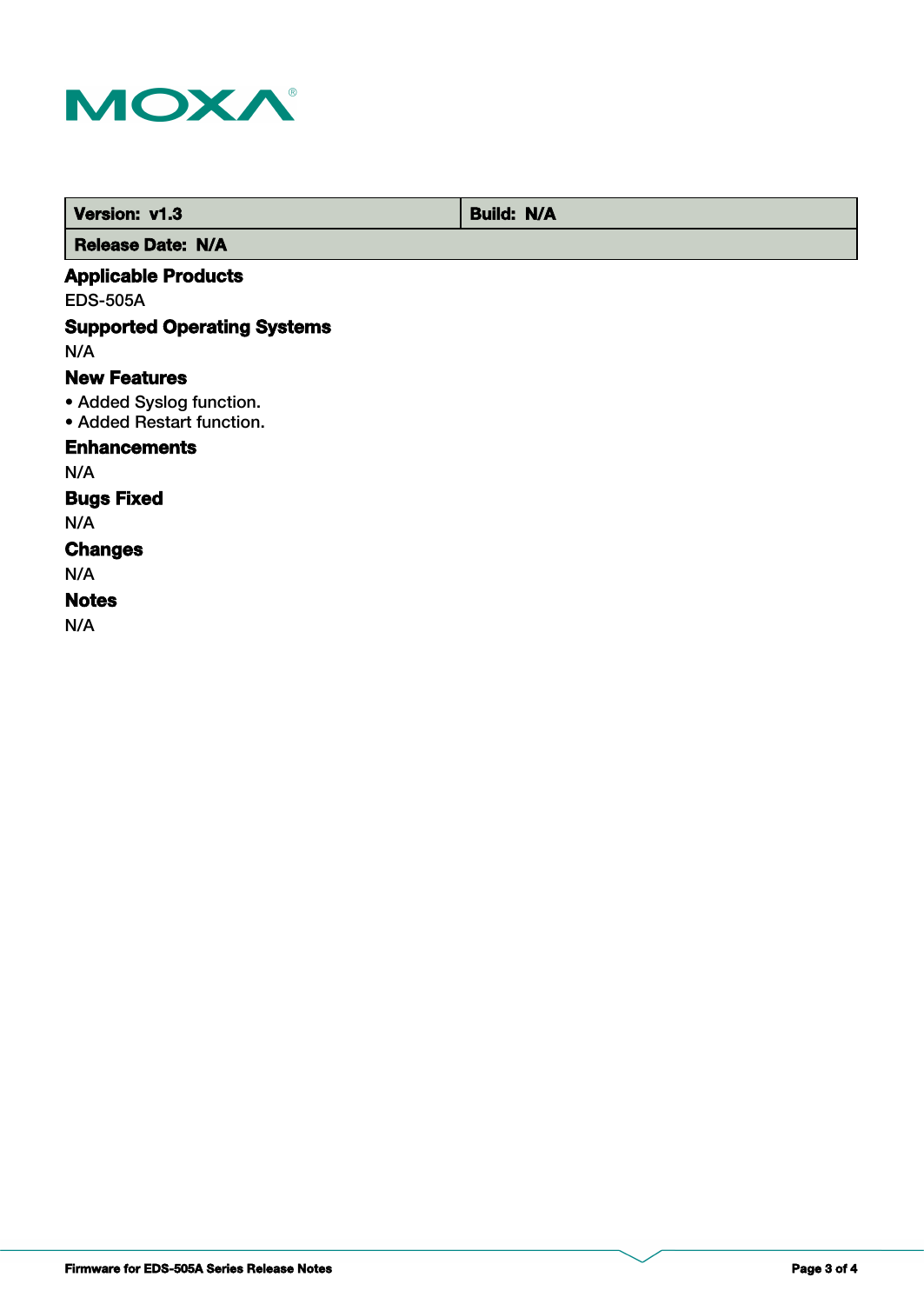| Version: v1.3 | Build: N/A |
| --- | --- |
| Release Date: N/A | |

## Applicable Products

EDS-505A

## Supported Operating Systems

N/A

## New Features

- Added Syslog function.
- Added Restart function.

## Enhancements

N/A

## Bugs Fixed

N/A

## Changes

N/A

## Notes

N/A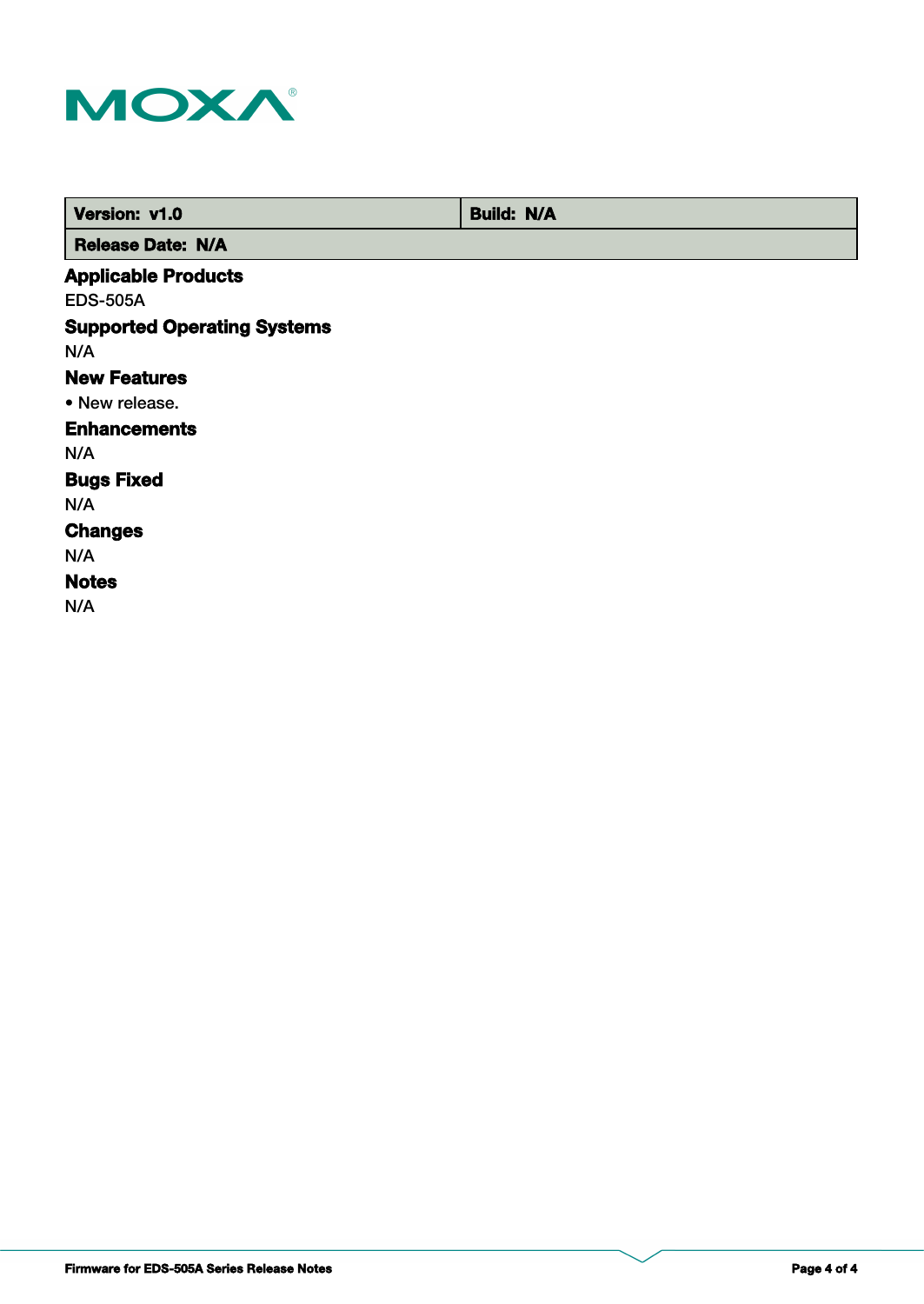| Version: v1.0 | Build: N/A |
|---|---|
| Release Date: N/A | |

### Applicable Products

EDS-505A

### Supported Operating Systems

N/A

### New Features

- New release.

### Enhancements

N/A

### Bugs Fixed

N/A

### Changes

N/A

### Notes

N/A